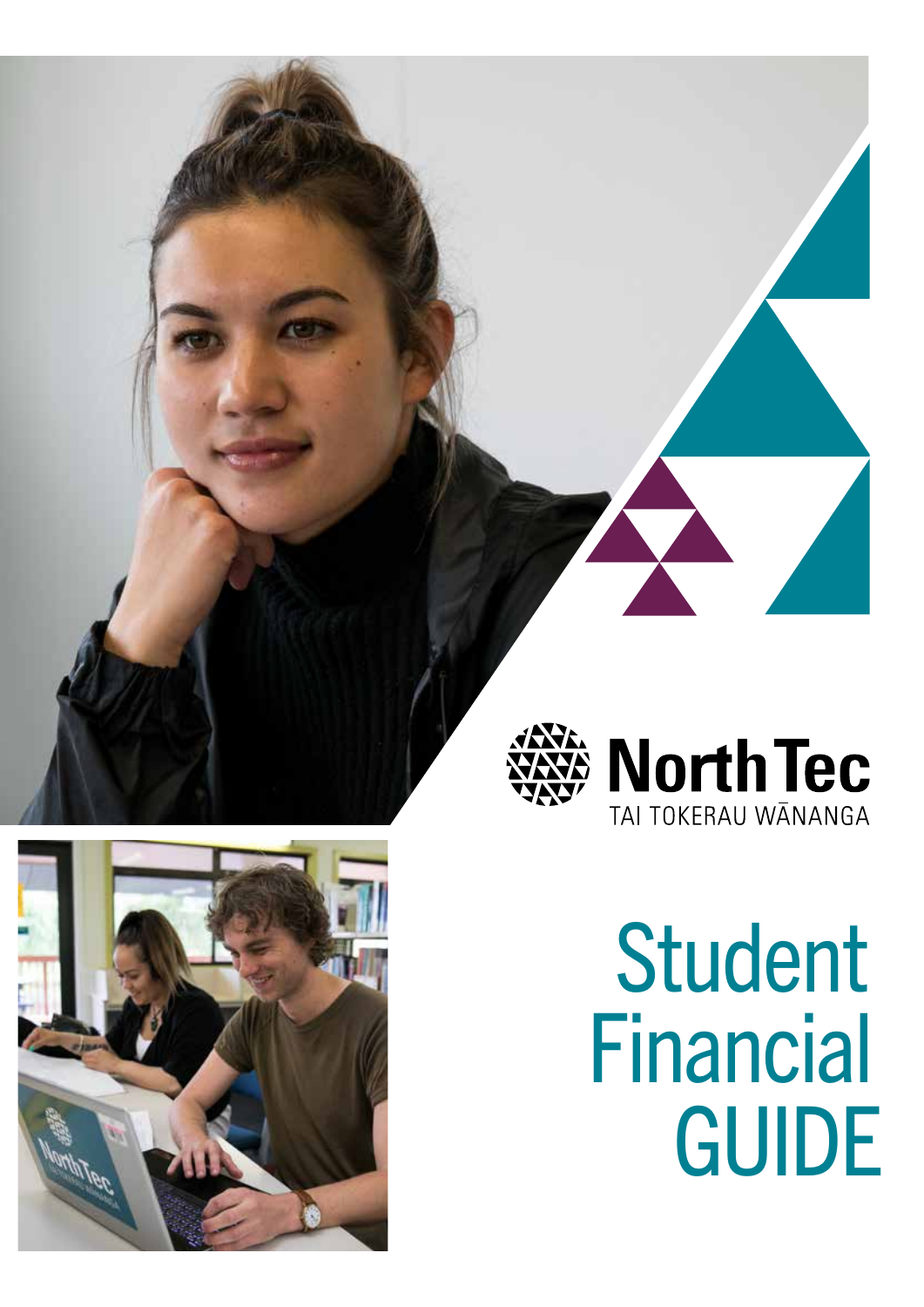North Tec

TAI TOKERAU WĀNANGA

# Student Financial GUIDE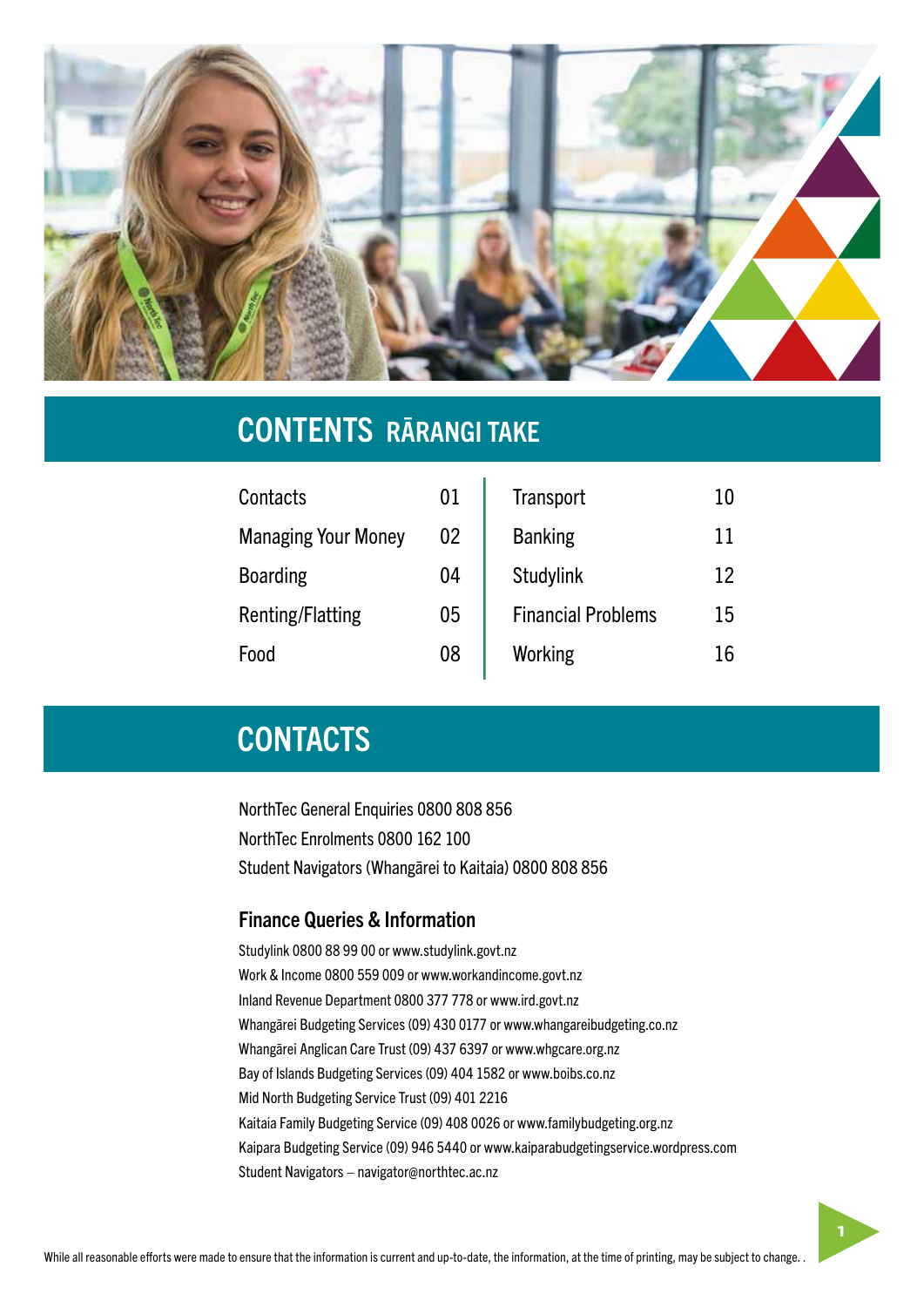## CONTENTS RĀRANGI TAKE

| | |
|---|---|
| Contacts | 01 |
| Managing Your Money | 02 |
| Boarding | 04 |
| Renting/Flatting | 05 |
| Food | 08 |
| Transport | 10 |
| Banking | 11 |
| Studylink | 12 |
| Financial Problems | 15 |
| Working | 16 |

## CONTACTS

NorthTec General Enquiries 0800 808 856
NorthTec Enrolments 0800 162 100
Student Navigators (Whangārei to Kaitaia) 0800 808 856

### Finance Queries & Information

Studylink 0800 88 99 00 or www.studylink.govt.nz
Work & Income 0800 559 009 or www.workandincome.govt.nz
Inland Revenue Department 0800 377 778 or www.ird.govt.nz
Whangārei Budgeting Services (09) 430 0177 or www.whangareibudgeting.co.nz
Whangārei Anglican Care Trust (09) 437 6397 or www.whgcare.org.nz
Bay of Islands Budgeting Services (09) 404 1582 or www.boibs.co.nz
Mid North Budgeting Service Trust (09) 401 2216
Kaitaia Family Budgeting Service (09) 408 0026 or www.familybudgeting.org.nz
Kaipara Budgeting Service (09) 946 5440 or www.kaiparabudgetingservice.wordpress.com
Student Navigators – navigator@northtec.ac.nz

While all reasonable efforts were made to ensure that the information is current and up-to-date, the information, at the time of printing, may be subject to change. .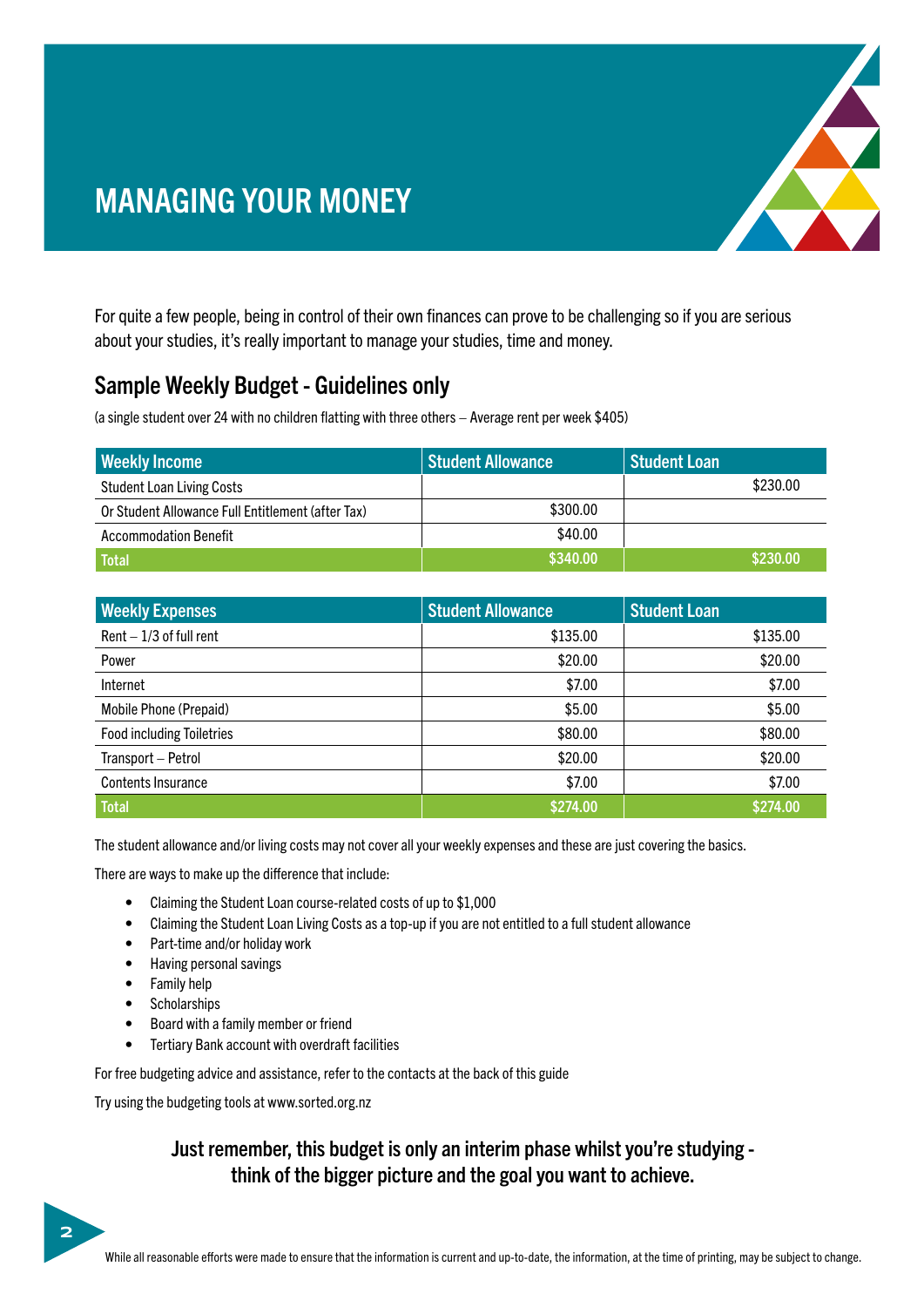# MANAGING YOUR MONEY

For quite a few people, being in control of their own finances can prove to be challenging so if you are serious about your studies, it's really important to manage your studies, time and money.

## Sample Weekly Budget - Guidelines only

(a single student over 24 with no children flatting with three others – Average rent per week $405)

| Weekly Income | Student Allowance | Student Loan |
|---|---|---|
| Student Loan Living Costs | | $230.00 |
| Or Student Allowance Full Entitlement (after Tax) | $300.00 | |
| Accommodation Benefit | $40.00 | |
| Total | $340.00 | $230.00 |

| Weekly Expenses | Student Allowance | Student Loan |
|---|---|---|
| Rent – 1/3 of full rent | $135.00 | $135.00 |
| Power | $20.00 | $20.00 |
| Internet | $7.00 | $7.00 |
| Mobile Phone (Prepaid) | $5.00 | $5.00 |
| Food including Toiletries | $80.00 | $80.00 |
| Transport – Petrol | $20.00 | $20.00 |
| Contents Insurance | $7.00 | $7.00 |
| Total | $274.00 | $274.00 |

The student allowance and/or living costs may not cover all your weekly expenses and these are just covering the basics.

There are ways to make up the difference that include:

- Claiming the Student Loan course-related costs of up to $1,000
- Claiming the Student Loan Living Costs as a top-up if you are not entitled to a full student allowance
- Part-time and/or holiday work
- Having personal savings
- Family help
- Scholarships
- Board with a family member or friend
- Tertiary Bank account with overdraft facilities

For free budgeting advice and assistance, refer to the contacts at the back of this guide

Try using the budgeting tools at www.sorted.org.nz

**Just remember, this budget is only an interim phase whilst you're studying - think of the bigger picture and the goal you want to achieve.**

While all reasonable efforts were made to ensure that the information is current and up-to-date, the information, at the time of printing, may be subject to change.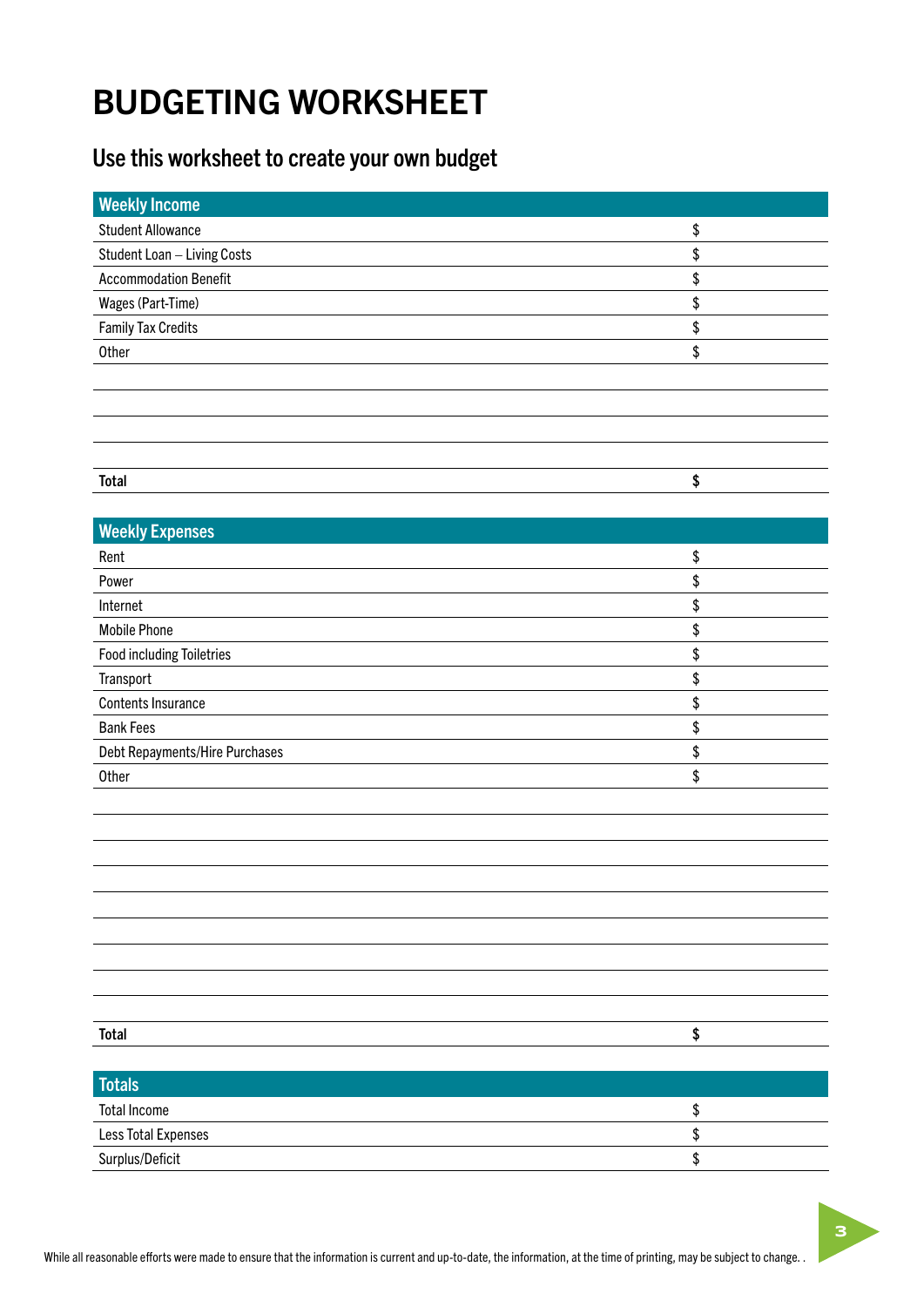# BUDGETING WORKSHEET

## Use this worksheet to create your own budget

| Weekly Income | |
|---|---|
| Student Allowance | $ |
| Student Loan – Living Costs | $ |
| Accommodation Benefit | $ |
| Wages (Part-Time) | $ |
| Family Tax Credits | $ |
| Other | $ |
| | |
| | |
| | |
| | |
| **Total** | **$** |

| Weekly Expenses | |
|---|---|
| Rent | $ |
| Power | $ |
| Internet | $ |
| Mobile Phone | $ |
| Food including Toiletries | $ |
| Transport | $ |
| Contents Insurance | $ |
| Bank Fees | $ |
| Debt Repayments/Hire Purchases | $ |
| Other | $ |
| | |
| | |
| | |
| | |
| | |
| | |
| | |
| | |
| | |
| **Total** | **$** |

| Totals | |
|---|---|
| Total Income | $ |
| Less Total Expenses | $ |
| Surplus/Deficit | $ |

While all reasonable efforts were made to ensure that the information is current and up-to-date, the information, at the time of printing, may be subject to change. .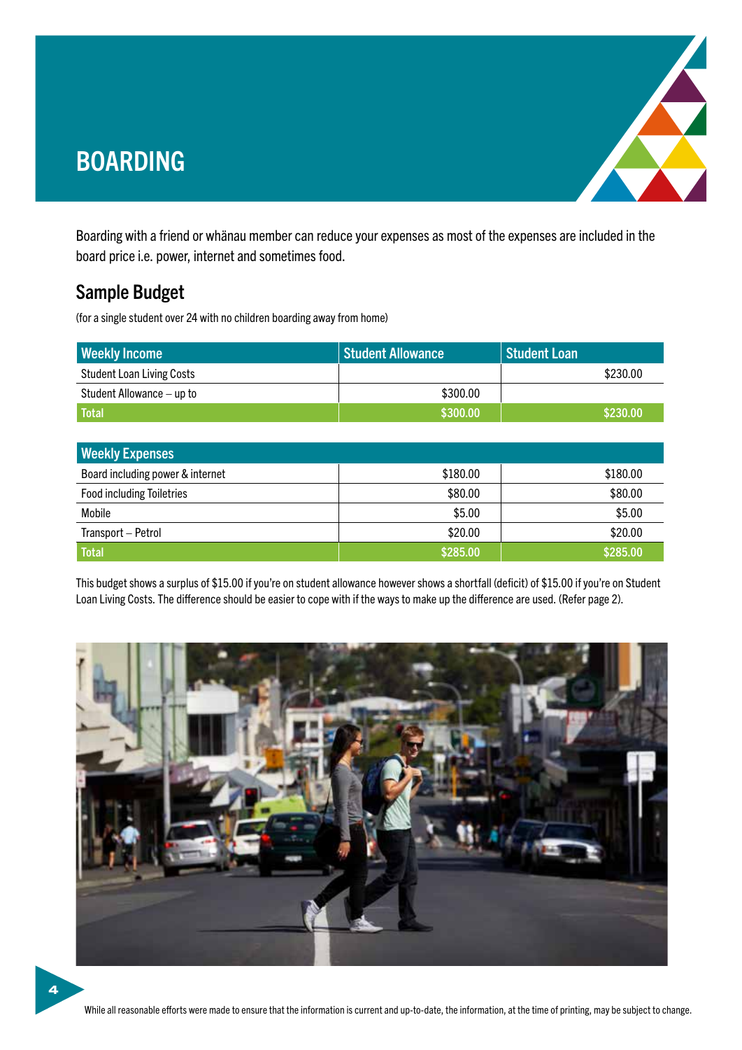# BOARDING

Boarding with a friend or whānau member can reduce your expenses as most of the expenses are included in the board price i.e. power, internet and sometimes food.

## Sample Budget

(for a single student over 24 with no children boarding away from home)

| Weekly Income | Student Allowance | Student Loan |
|---|---|---|
| Student Loan Living Costs | | $230.00 |
| Student Allowance – up to | $300.00 | |
| Total | $300.00 | $230.00 |

| Weekly Expenses | | |
|---|---|---|
| Board including power & internet | $180.00 | $180.00 |
| Food including Toiletries | $80.00 | $80.00 |
| Mobile | $5.00 | $5.00 |
| Transport – Petrol | $20.00 | $20.00 |
| Total | $285.00 | $285.00 |

This budget shows a surplus of $15.00 if you're on student allowance however shows a shortfall (deficit) of $15.00 if you're on Student Loan Living Costs. The difference should be easier to cope with if the ways to make up the difference are used. (Refer page 2).

While all reasonable efforts were made to ensure that the information is current and up-to-date, the information, at the time of printing, may be subject to change.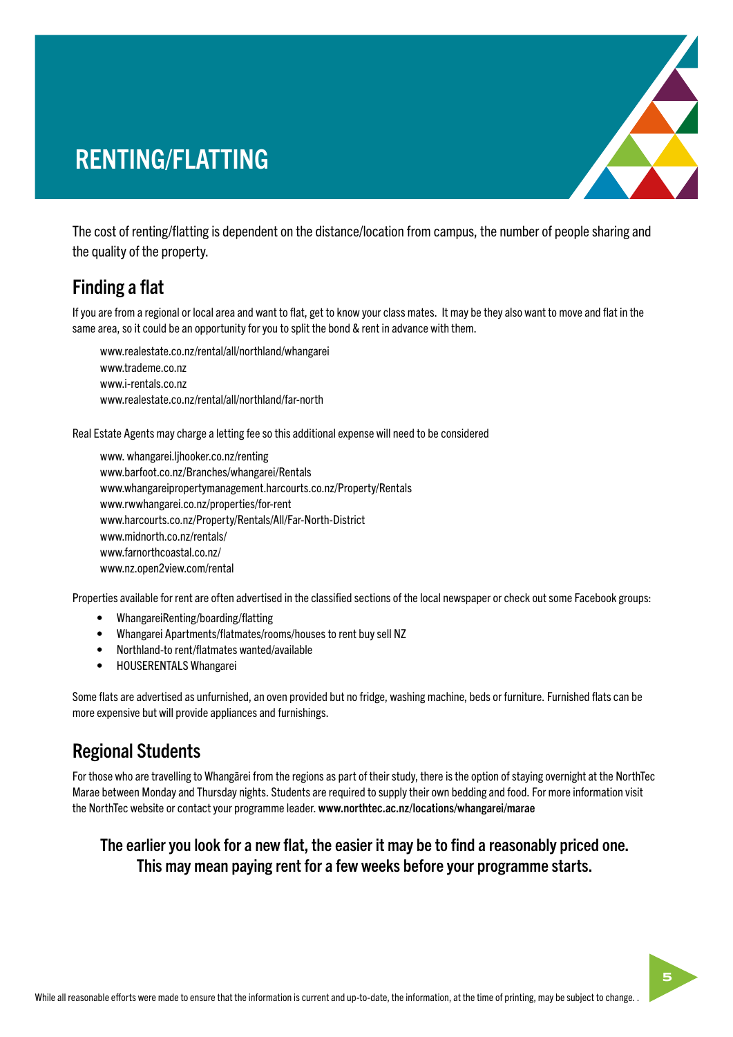# RENTING/FLATTING

The cost of renting/flatting is dependent on the distance/location from campus, the number of people sharing and the quality of the property.

## Finding a flat

If you are from a regional or local area and want to flat, get to know your class mates. It may be they also want to move and flat in the same area, so it could be an opportunity for you to split the bond & rent in advance with them.

www.realestate.co.nz/rental/all/northland/whangarei
www.trademe.co.nz
www.i-rentals.co.nz
www.realestate.co.nz/rental/all/northland/far-north

Real Estate Agents may charge a letting fee so this additional expense will need to be considered

www. whangarei.ljhooker.co.nz/renting
www.barfoot.co.nz/Branches/whangarei/Rentals
www.whangareipropertymanagement.harcourts.co.nz/Property/Rentals
www.rwwhangarei.co.nz/properties/for-rent
www.harcourts.co.nz/Property/Rentals/All/Far-North-District
www.midnorth.co.nz/rentals/
www.farnorthcoastal.co.nz/
www.nz.open2view.com/rental

Properties available for rent are often advertised in the classified sections of the local newspaper or check out some Facebook groups:

- WhangareiRenting/boarding/flatting
- Whangarei Apartments/flatmates/rooms/houses to rent buy sell NZ
- Northland-to rent/flatmates wanted/available
- HOUSERENTALS Whangarei

Some flats are advertised as unfurnished, an oven provided but no fridge, washing machine, beds or furniture. Furnished flats can be more expensive but will provide appliances and furnishings.

## Regional Students

For those who are travelling to Whangārei from the regions as part of their study, there is the option of staying overnight at the NorthTec Marae between Monday and Thursday nights. Students are required to supply their own bedding and food. For more information visit the NorthTec website or contact your programme leader. **www.northtec.ac.nz/locations/whangarei/marae**

**The earlier you look for a new flat, the easier it may be to find a reasonably priced one. This may mean paying rent for a few weeks before your programme starts.**

While all reasonable efforts were made to ensure that the information is current and up-to-date, the information, at the time of printing, may be subject to change. .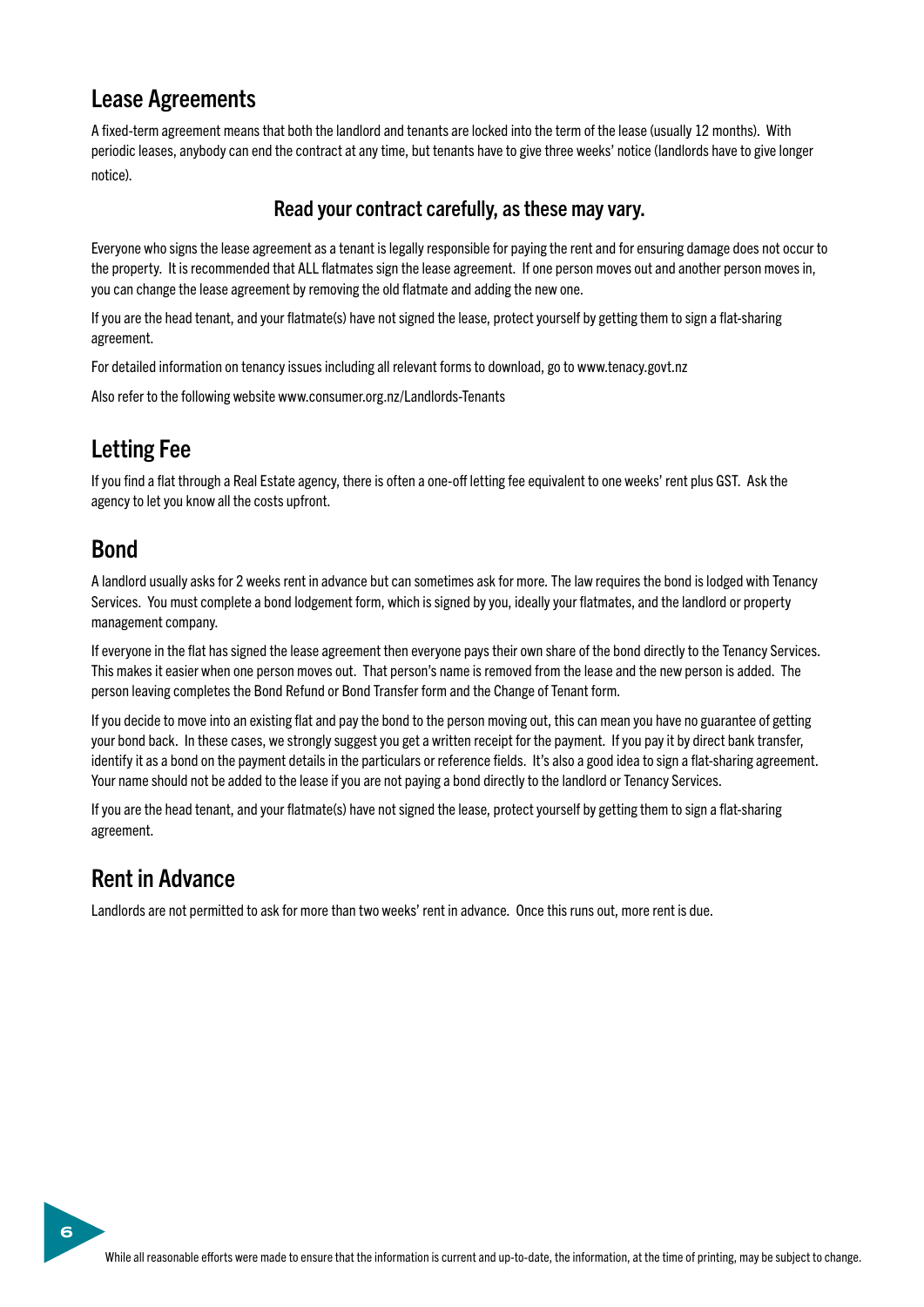## Lease Agreements

A fixed-term agreement means that both the landlord and tenants are locked into the term of the lease (usually 12 months). With periodic leases, anybody can end the contract at any time, but tenants have to give three weeks' notice (landlords have to give longer notice).

**Read your contract carefully, as these may vary.**

Everyone who signs the lease agreement as a tenant is legally responsible for paying the rent and for ensuring damage does not occur to the property. It is recommended that ALL flatmates sign the lease agreement. If one person moves out and another person moves in, you can change the lease agreement by removing the old flatmate and adding the new one.

If you are the head tenant, and your flatmate(s) have not signed the lease, protect yourself by getting them to sign a flat-sharing agreement.

For detailed information on tenancy issues including all relevant forms to download, go to www.tenacy.govt.nz

Also refer to the following website www.consumer.org.nz/Landlords-Tenants

## Letting Fee

If you find a flat through a Real Estate agency, there is often a one-off letting fee equivalent to one weeks' rent plus GST. Ask the agency to let you know all the costs upfront.

## Bond

A landlord usually asks for 2 weeks rent in advance but can sometimes ask for more. The law requires the bond is lodged with Tenancy Services. You must complete a bond lodgement form, which is signed by you, ideally your flatmates, and the landlord or property management company.

If everyone in the flat has signed the lease agreement then everyone pays their own share of the bond directly to the Tenancy Services. This makes it easier when one person moves out. That person's name is removed from the lease and the new person is added. The person leaving completes the Bond Refund or Bond Transfer form and the Change of Tenant form.

If you decide to move into an existing flat and pay the bond to the person moving out, this can mean you have no guarantee of getting your bond back. In these cases, we strongly suggest you get a written receipt for the payment. If you pay it by direct bank transfer, identify it as a bond on the payment details in the particulars or reference fields. It's also a good idea to sign a flat-sharing agreement. Your name should not be added to the lease if you are not paying a bond directly to the landlord or Tenancy Services.

If you are the head tenant, and your flatmate(s) have not signed the lease, protect yourself by getting them to sign a flat-sharing agreement.

## Rent in Advance

Landlords are not permitted to ask for more than two weeks' rent in advance. Once this runs out, more rent is due.

While all reasonable efforts were made to ensure that the information is current and up-to-date, the information, at the time of printing, may be subject to change.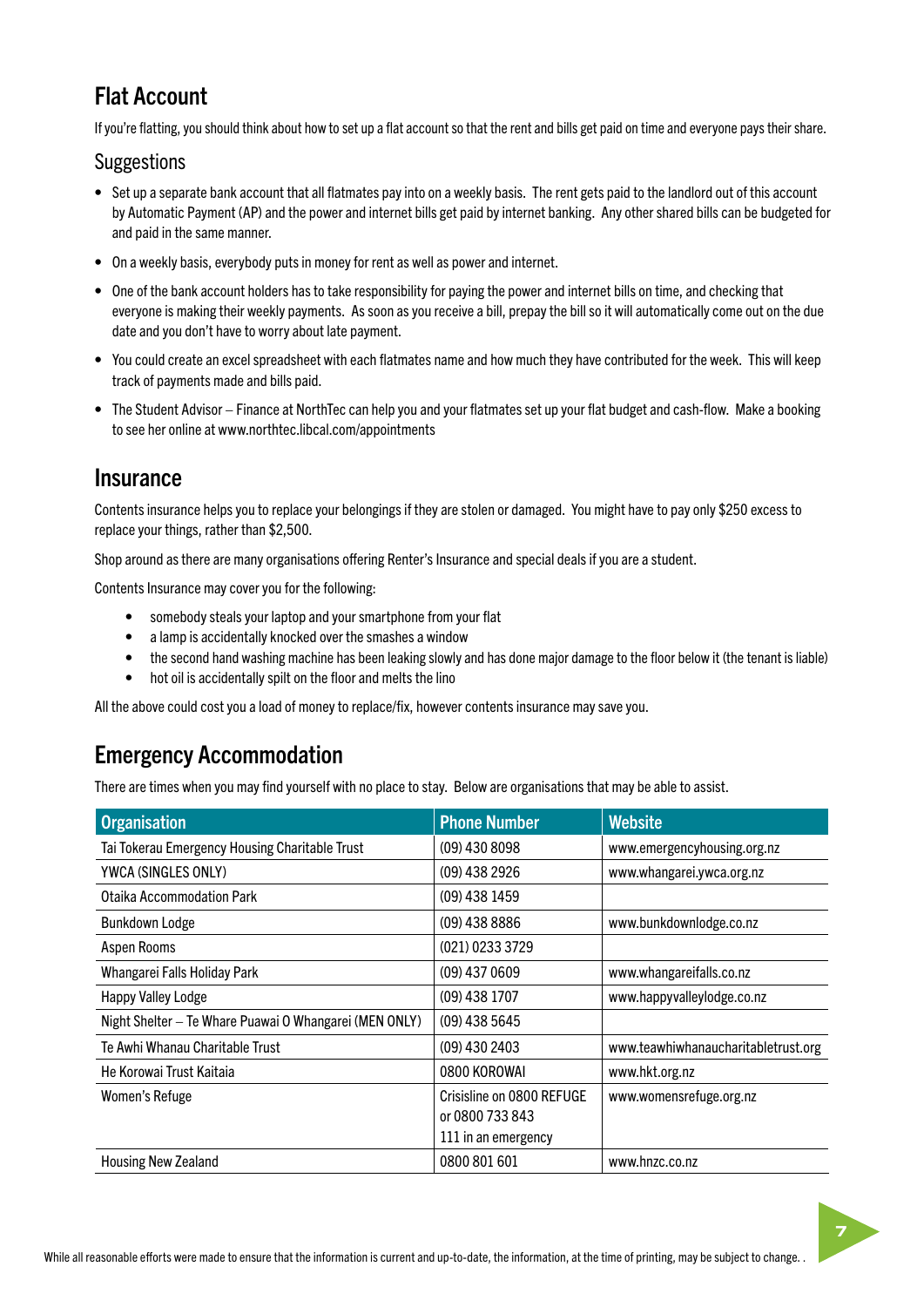## Flat Account

If you're flatting, you should think about how to set up a flat account so that the rent and bills get paid on time and everyone pays their share.

### Suggestions

- Set up a separate bank account that all flatmates pay into on a weekly basis. The rent gets paid to the landlord out of this account by Automatic Payment (AP) and the power and internet bills get paid by internet banking. Any other shared bills can be budgeted for and paid in the same manner.
- On a weekly basis, everybody puts in money for rent as well as power and internet.
- One of the bank account holders has to take responsibility for paying the power and internet bills on time, and checking that everyone is making their weekly payments. As soon as you receive a bill, prepay the bill so it will automatically come out on the due date and you don't have to worry about late payment.
- You could create an excel spreadsheet with each flatmates name and how much they have contributed for the week. This will keep track of payments made and bills paid.
- The Student Advisor – Finance at NorthTec can help you and your flatmates set up your flat budget and cash-flow. Make a booking to see her online at www.northtec.libcal.com/appointments

## Insurance

Contents insurance helps you to replace your belongings if they are stolen or damaged. You might have to pay only $250 excess to replace your things, rather than $2,500.

Shop around as there are many organisations offering Renter's Insurance and special deals if you are a student.

Contents Insurance may cover you for the following:

- somebody steals your laptop and your smartphone from your flat
- a lamp is accidentally knocked over the smashes a window
- the second hand washing machine has been leaking slowly and has done major damage to the floor below it (the tenant is liable)
- hot oil is accidentally spilt on the floor and melts the lino

All the above could cost you a load of money to replace/fix, however contents insurance may save you.

## Emergency Accommodation

There are times when you may find yourself with no place to stay. Below are organisations that may be able to assist.

| Organisation | Phone Number | Website |
|---|---|---|
| Tai Tokerau Emergency Housing Charitable Trust | (09) 430 8098 | www.emergencyhousing.org.nz |
| YWCA (SINGLES ONLY) | (09) 438 2926 | www.whangarei.ywca.org.nz |
| Otaika Accommodation Park | (09) 438 1459 | |
| Bunkdown Lodge | (09) 438 8886 | www.bunkdownlodge.co.nz |
| Aspen Rooms | (021) 0233 3729 | |
| Whangarei Falls Holiday Park | (09) 437 0609 | www.whangareifalls.co.nz |
| Happy Valley Lodge | (09) 438 1707 | www.happyvalleylodge.co.nz |
| Night Shelter – Te Whare Puawai O Whangarei (MEN ONLY) | (09) 438 5645 | |
| Te Awhi Whanau Charitable Trust | (09) 430 2403 | www.teawhiwhanaucharitabletrust.org |
| He Korowai Trust Kaitaia | 0800 KOROWAI | www.hkt.org.nz |
| Women's Refuge | Crisisline on 0800 REFUGE or 0800 733 843 111 in an emergency | www.womensrefuge.org.nz |
| Housing New Zealand | 0800 801 601 | www.hnzc.co.nz |

While all reasonable efforts were made to ensure that the information is current and up-to-date, the information, at the time of printing, may be subject to change. .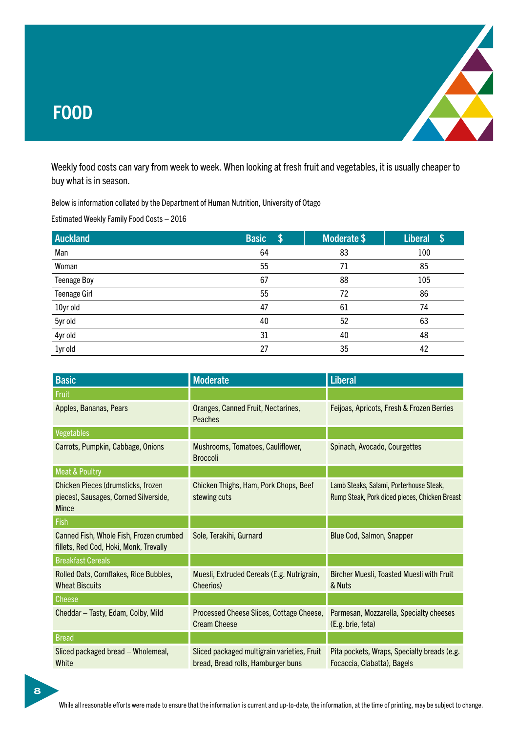# FOOD

Weekly food costs can vary from week to week. When looking at fresh fruit and vegetables, it is usually cheaper to buy what is in season.

Below is information collated by the Department of Human Nutrition, University of Otago

Estimated Weekly Family Food Costs – 2016

| Auckland | Basic $ | Moderate $ | Liberal $ |
|---|---|---|---|
| Man | 64 | 83 | 100 |
| Woman | 55 | 71 | 85 |
| Teenage Boy | 67 | 88 | 105 |
| Teenage Girl | 55 | 72 | 86 |
| 10yr old | 47 | 61 | 74 |
| 5yr old | 40 | 52 | 63 |
| 4yr old | 31 | 40 | 48 |
| 1yr old | 27 | 35 | 42 |

| Basic | Moderate | Liberal |
|---|---|---|
| **Fruit** | | |
| Apples, Bananas, Pears | Oranges, Canned Fruit, Nectarines, Peaches | Feijoas, Apricots, Fresh & Frozen Berries |
| **Vegetables** | | |
| Carrots, Pumpkin, Cabbage, Onions | Mushrooms, Tomatoes, Cauliflower, Broccoli | Spinach, Avocado, Courgettes |
| **Meat & Poultry** | | |
| Chicken Pieces (drumsticks, frozen pieces), Sausages, Corned Silverside, Mince | Chicken Thighs, Ham, Pork Chops, Beef stewing cuts | Lamb Steaks, Salami, Porterhouse Steak, Rump Steak, Pork diced pieces, Chicken Breast |
| **Fish** | | |
| Canned Fish, Whole Fish, Frozen crumbed fillets, Red Cod, Hoki, Monk, Trevally | Sole, Terakihi, Gurnard | Blue Cod, Salmon, Snapper |
| **Breakfast Cereals** | | |
| Rolled Oats, Cornflakes, Rice Bubbles, Wheat Biscuits | Muesli, Extruded Cereals (E.g. Nutrigrain, Cheerios) | Bircher Muesli, Toasted Muesli with Fruit & Nuts |
| **Cheese** | | |
| Cheddar – Tasty, Edam, Colby, Mild | Processed Cheese Slices, Cottage Cheese, Cream Cheese | Parmesan, Mozzarella, Specialty cheeses (E.g. brie, feta) |
| **Bread** | | |
| Sliced packaged bread – Wholemeal, White | Sliced packaged multigrain varieties, Fruit bread, Bread rolls, Hamburger buns | Pita pockets, Wraps, Specialty breads (e.g. Focaccia, Ciabatta), Bagels |

While all reasonable efforts were made to ensure that the information is current and up-to-date, the information, at the time of printing, may be subject to change.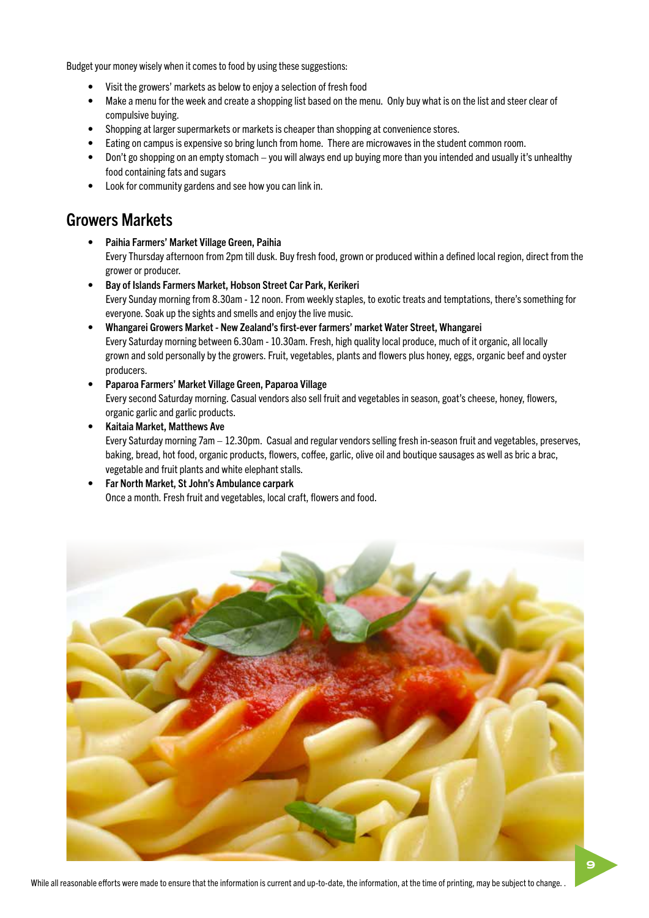Budget your money wisely when it comes to food by using these suggestions:

- Visit the growers' markets as below to enjoy a selection of fresh food
- Make a menu for the week and create a shopping list based on the menu. Only buy what is on the list and steer clear of compulsive buying.
- Shopping at larger supermarkets or markets is cheaper than shopping at convenience stores.
- Eating on campus is expensive so bring lunch from home. There are microwaves in the student common room.
- Don't go shopping on an empty stomach – you will always end up buying more than you intended and usually it's unhealthy food containing fats and sugars
- Look for community gardens and see how you can link in.

## Growers Markets

- **Paihia Farmers' Market Village Green, Paihia**
  Every Thursday afternoon from 2pm till dusk. Buy fresh food, grown or produced within a defined local region, direct from the grower or producer.
- **Bay of Islands Farmers Market, Hobson Street Car Park, Kerikeri**
  Every Sunday morning from 8.30am - 12 noon. From weekly staples, to exotic treats and temptations, there's something for everyone. Soak up the sights and smells and enjoy the live music.
- **Whangarei Growers Market - New Zealand's first-ever farmers' market Water Street, Whangarei**
  Every Saturday morning between 6.30am - 10.30am. Fresh, high quality local produce, much of it organic, all locally grown and sold personally by the growers. Fruit, vegetables, plants and flowers plus honey, eggs, organic beef and oyster producers.
- **Paparoa Farmers' Market Village Green, Paparoa Village**
  Every second Saturday morning. Casual vendors also sell fruit and vegetables in season, goat's cheese, honey, flowers, organic garlic and garlic products.
- **Kaitaia Market, Matthews Ave**
  Every Saturday morning 7am – 12.30pm. Casual and regular vendors selling fresh in-season fruit and vegetables, preserves, baking, bread, hot food, organic products, flowers, coffee, garlic, olive oil and boutique sausages as well as bric a brac, vegetable and fruit plants and white elephant stalls.
- **Far North Market, St John's Ambulance carpark**
  Once a month. Fresh fruit and vegetables, local craft, flowers and food.

While all reasonable efforts were made to ensure that the information is current and up-to-date, the information, at the time of printing, may be subject to change. .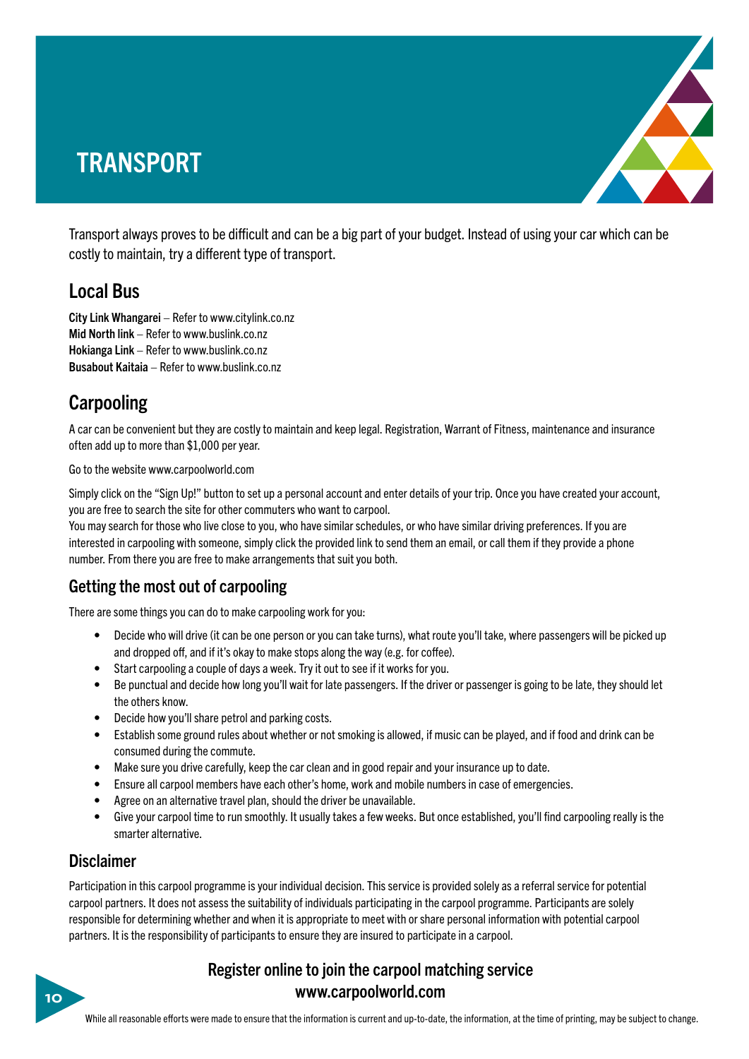# TRANSPORT

Transport always proves to be difficult and can be a big part of your budget. Instead of using your car which can be costly to maintain, try a different type of transport.

## Local Bus

**City Link Whangarei** – Refer to www.citylink.co.nz
**Mid North link** – Refer to www.buslink.co.nz
**Hokianga Link** – Refer to www.buslink.co.nz
**Busabout Kaitaia** – Refer to www.buslink.co.nz

## Carpooling

A car can be convenient but they are costly to maintain and keep legal. Registration, Warrant of Fitness, maintenance and insurance often add up to more than $1,000 per year.

Go to the website www.carpoolworld.com

Simply click on the "Sign Up!" button to set up a personal account and enter details of your trip. Once you have created your account, you are free to search the site for other commuters who want to carpool.
You may search for those who live close to you, who have similar schedules, or who have similar driving preferences. If you are interested in carpooling with someone, simply click the provided link to send them an email, or call them if they provide a phone number. From there you are free to make arrangements that suit you both.

### Getting the most out of carpooling

There are some things you can do to make carpooling work for you:

- Decide who will drive (it can be one person or you can take turns), what route you'll take, where passengers will be picked up and dropped off, and if it's okay to make stops along the way (e.g. for coffee).
- Start carpooling a couple of days a week. Try it out to see if it works for you.
- Be punctual and decide how long you'll wait for late passengers. If the driver or passenger is going to be late, they should let the others know.
- Decide how you'll share petrol and parking costs.
- Establish some ground rules about whether or not smoking is allowed, if music can be played, and if food and drink can be consumed during the commute.
- Make sure you drive carefully, keep the car clean and in good repair and your insurance up to date.
- Ensure all carpool members have each other's home, work and mobile numbers in case of emergencies.
- Agree on an alternative travel plan, should the driver be unavailable.
- Give your carpool time to run smoothly. It usually takes a few weeks. But once established, you'll find carpooling really is the smarter alternative.

### Disclaimer

Participation in this carpool programme is your individual decision. This service is provided solely as a referral service for potential carpool partners. It does not assess the suitability of individuals participating in the carpool programme. Participants are solely responsible for determining whether and when it is appropriate to meet with or share personal information with potential carpool partners. It is the responsibility of participants to ensure they are insured to participate in a carpool.

**Register online to join the carpool matching service**
**www.carpoolworld.com**

While all reasonable efforts were made to ensure that the information is current and up-to-date, the information, at the time of printing, may be subject to change.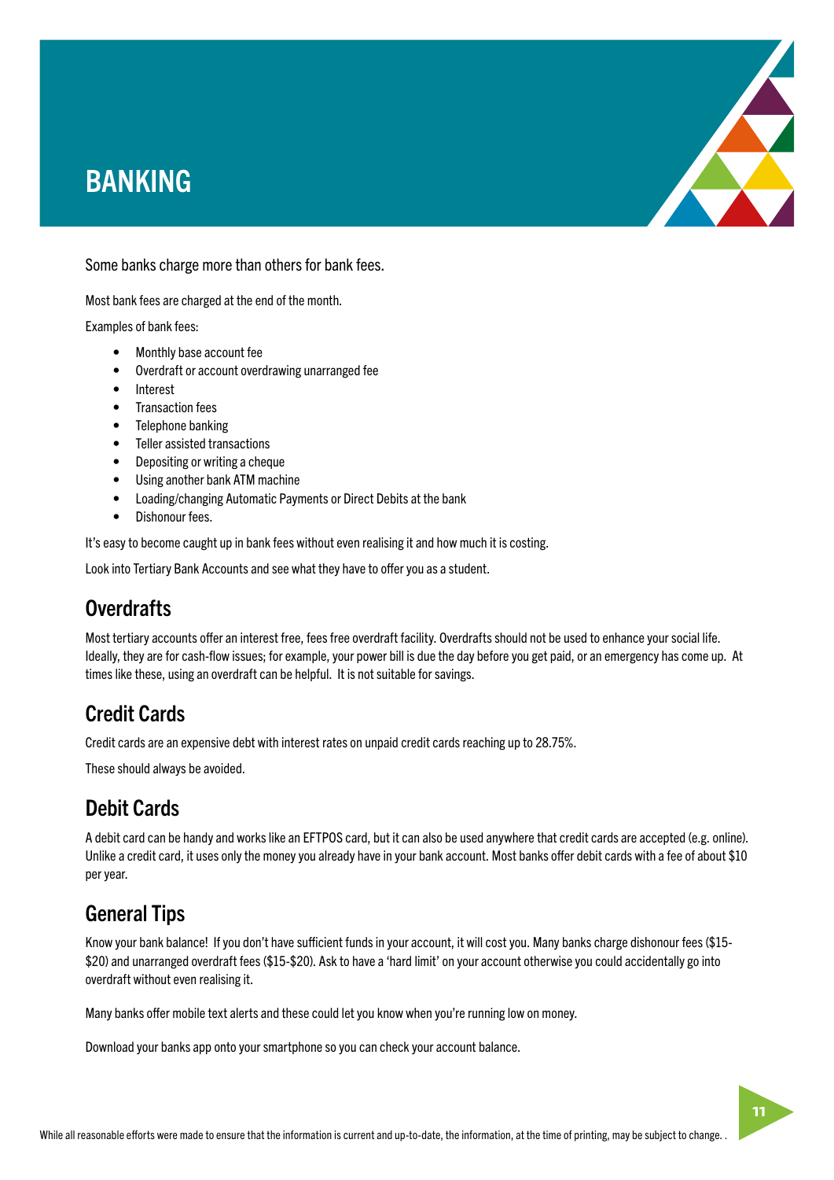# BANKING

Some banks charge more than others for bank fees.

Most bank fees are charged at the end of the month.

Examples of bank fees:

- Monthly base account fee
- Overdraft or account overdrawing unarranged fee
- Interest
- Transaction fees
- Telephone banking
- Teller assisted transactions
- Depositing or writing a cheque
- Using another bank ATM machine
- Loading/changing Automatic Payments or Direct Debits at the bank
- Dishonour fees.

It's easy to become caught up in bank fees without even realising it and how much it is costing.

Look into Tertiary Bank Accounts and see what they have to offer you as a student.

## Overdrafts

Most tertiary accounts offer an interest free, fees free overdraft facility. Overdrafts should not be used to enhance your social life. Ideally, they are for cash-flow issues; for example, your power bill is due the day before you get paid, or an emergency has come up. At times like these, using an overdraft can be helpful. It is not suitable for savings.

## Credit Cards

Credit cards are an expensive debt with interest rates on unpaid credit cards reaching up to 28.75%.

These should always be avoided.

## Debit Cards

A debit card can be handy and works like an EFTPOS card, but it can also be used anywhere that credit cards are accepted (e.g. online). Unlike a credit card, it uses only the money you already have in your bank account. Most banks offer debit cards with a fee of about $10 per year.

## General Tips

Know your bank balance! If you don't have sufficient funds in your account, it will cost you. Many banks charge dishonour fees ($15-$20) and unarranged overdraft fees ($15-$20). Ask to have a 'hard limit' on your account otherwise you could accidentally go into overdraft without even realising it.

Many banks offer mobile text alerts and these could let you know when you're running low on money.

Download your banks app onto your smartphone so you can check your account balance.

While all reasonable efforts were made to ensure that the information is current and up-to-date, the information, at the time of printing, may be subject to change. .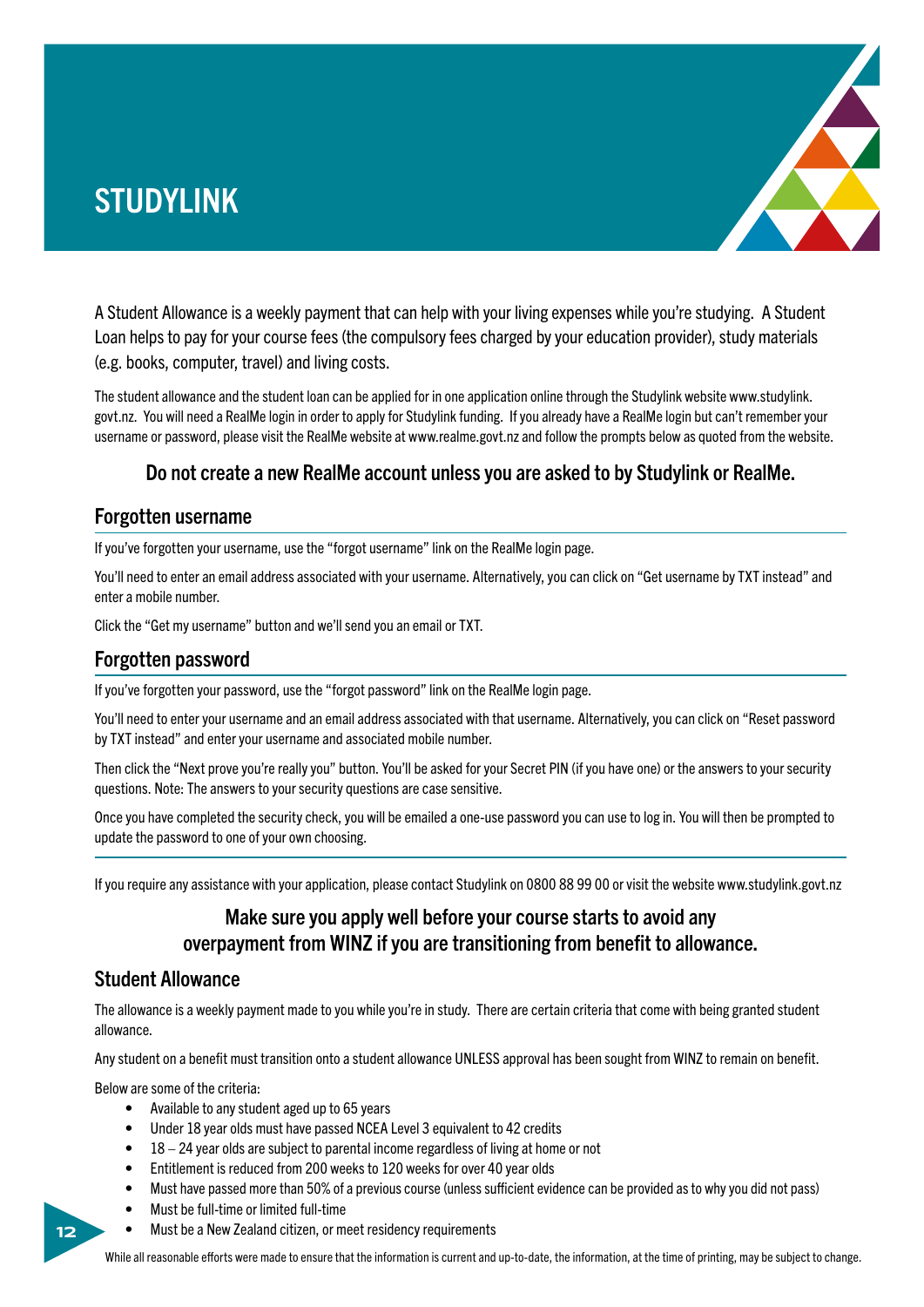# STUDYLINK

A Student Allowance is a weekly payment that can help with your living expenses while you're studying. A Student Loan helps to pay for your course fees (the compulsory fees charged by your education provider), study materials (e.g. books, computer, travel) and living costs.

The student allowance and the student loan can be applied for in one application online through the Studylink website www.studylink.govt.nz. You will need a RealMe login in order to apply for Studylink funding. If you already have a RealMe login but can't remember your username or password, please visit the RealMe website at www.realme.govt.nz and follow the prompts below as quoted from the website.

**Do not create a new RealMe account unless you are asked to by Studylink or RealMe.**

## Forgotten username

If you've forgotten your username, use the "forgot username" link on the RealMe login page.

You'll need to enter an email address associated with your username. Alternatively, you can click on "Get username by TXT instead" and enter a mobile number.

Click the "Get my username" button and we'll send you an email or TXT.

## Forgotten password

If you've forgotten your password, use the "forgot password" link on the RealMe login page.

You'll need to enter your username and an email address associated with that username. Alternatively, you can click on "Reset password by TXT instead" and enter your username and associated mobile number.

Then click the "Next prove you're really you" button. You'll be asked for your Secret PIN (if you have one) or the answers to your security questions. Note: The answers to your security questions are case sensitive.

Once you have completed the security check, you will be emailed a one-use password you can use to log in. You will then be prompted to update the password to one of your own choosing.

If you require any assistance with your application, please contact Studylink on 0800 88 99 00 or visit the website www.studylink.govt.nz

**Make sure you apply well before your course starts to avoid any overpayment from WINZ if you are transitioning from benefit to allowance.**

## Student Allowance

The allowance is a weekly payment made to you while you're in study. There are certain criteria that come with being granted student allowance.

Any student on a benefit must transition onto a student allowance UNLESS approval has been sought from WINZ to remain on benefit.

Below are some of the criteria:

- Available to any student aged up to 65 years
- Under 18 year olds must have passed NCEA Level 3 equivalent to 42 credits
- 18 – 24 year olds are subject to parental income regardless of living at home or not
- Entitlement is reduced from 200 weeks to 120 weeks for over 40 year olds
- Must have passed more than 50% of a previous course (unless sufficient evidence can be provided as to why you did not pass)
- Must be full-time or limited full-time
- Must be a New Zealand citizen, or meet residency requirements

While all reasonable efforts were made to ensure that the information is current and up-to-date, the information, at the time of printing, may be subject to change.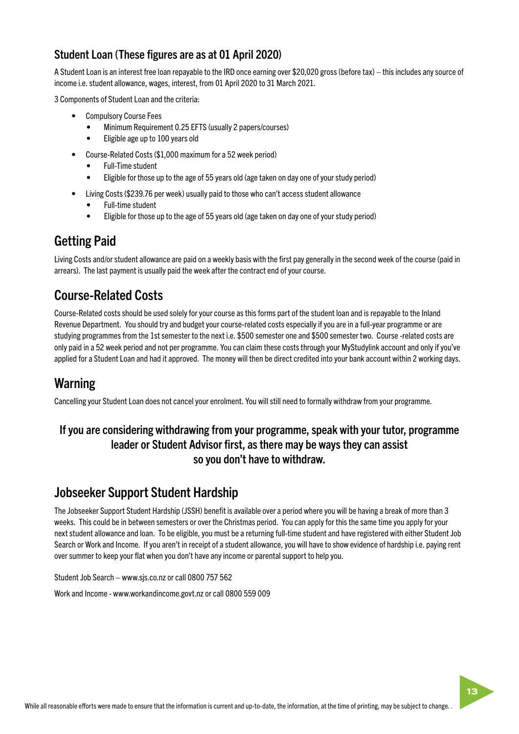### Student Loan (These figures are as at 01 April 2020)

A Student Loan is an interest free loan repayable to the IRD once earning over $20,020 gross (before tax) – this includes any source of income i.e. student allowance, wages, interest, from 01 April 2020 to 31 March 2021.

3 Components of Student Loan and the criteria:

- Compulsory Course Fees
  - Minimum Requirement 0.25 EFTS (usually 2 papers/courses)
  - Eligible age up to 100 years old
- Course-Related Costs ($1,000 maximum for a 52 week period)
  - Full-Time student
  - Eligible for those up to the age of 55 years old (age taken on day one of your study period)
- Living Costs ($239.76 per week) usually paid to those who can't access student allowance
  - Full-time student
  - Eligible for those up to the age of 55 years old (age taken on day one of your study period)

## Getting Paid

Living Costs and/or student allowance are paid on a weekly basis with the first pay generally in the second week of the course (paid in arrears). The last payment is usually paid the week after the contract end of your course.

## Course-Related Costs

Course-Related costs should be used solely for your course as this forms part of the student loan and is repayable to the Inland Revenue Department. You should try and budget your course-related costs especially if you are in a full-year programme or are studying programmes from the 1st semester to the next i.e. $500 semester one and $500 semester two. Course -related costs are only paid in a 52 week period and not per programme. You can claim these costs through your MyStudylink account and only if you've applied for a Student Loan and had it approved. The money will then be direct credited into your bank account within 2 working days.

## Warning

Cancelling your Student Loan does not cancel your enrolment. You will still need to formally withdraw from your programme.

**If you are considering withdrawing from your programme, speak with your tutor, programme leader or Student Advisor first, as there may be ways they can assist so you don't have to withdraw.**

## Jobseeker Support Student Hardship

The Jobseeker Support Student Hardship (JSSH) benefit is available over a period where you will be having a break of more than 3 weeks. This could be in between semesters or over the Christmas period. You can apply for this the same time you apply for your next student allowance and loan. To be eligible, you must be a returning full-time student and have registered with either Student Job Search or Work and Income. If you aren't in receipt of a student allowance, you will have to show evidence of hardship i.e. paying rent over summer to keep your flat when you don't have any income or parental support to help you.

Student Job Search – www.sjs.co.nz or call 0800 757 562

Work and Income - www.workandincome.govt.nz or call 0800 559 009

While all reasonable efforts were made to ensure that the information is current and up-to-date, the information, at the time of printing, may be subject to change. .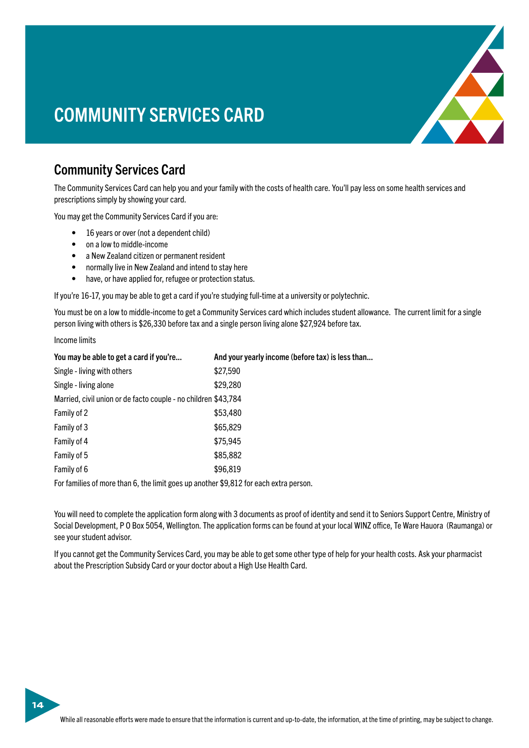# COMMUNITY SERVICES CARD

## Community Services Card

The Community Services Card can help you and your family with the costs of health care. You'll pay less on some health services and prescriptions simply by showing your card.

You may get the Community Services Card if you are:

- 16 years or over (not a dependent child)
- on a low to middle-income
- a New Zealand citizen or permanent resident
- normally live in New Zealand and intend to stay here
- have, or have applied for, refugee or protection status.

If you're 16-17, you may be able to get a card if you're studying full-time at a university or polytechnic.

You must be on a low to middle-income to get a Community Services card which includes student allowance. The current limit for a single person living with others is $26,330 before tax and a single person living alone $27,924 before tax.

Income limits

| You may be able to get a card if you're... | And your yearly income (before tax) is less than... |
|---|---|
| Single - living with others | $27,590 |
| Single - living alone | $29,280 |
| Married, civil union or de facto couple - no children | $43,784 |
| Family of 2 | $53,480 |
| Family of 3 | $65,829 |
| Family of 4 | $75,945 |
| Family of 5 | $85,882 |
| Family of 6 | $96,819 |

For families of more than 6, the limit goes up another $9,812 for each extra person.

You will need to complete the application form along with 3 documents as proof of identity and send it to Seniors Support Centre, Ministry of Social Development, P O Box 5054, Wellington. The application forms can be found at your local WINZ office, Te Ware Hauora (Raumanga) or see your student advisor.

If you cannot get the Community Services Card, you may be able to get some other type of help for your health costs. Ask your pharmacist about the Prescription Subsidy Card or your doctor about a High Use Health Card.

While all reasonable efforts were made to ensure that the information is current and up-to-date, the information, at the time of printing, may be subject to change.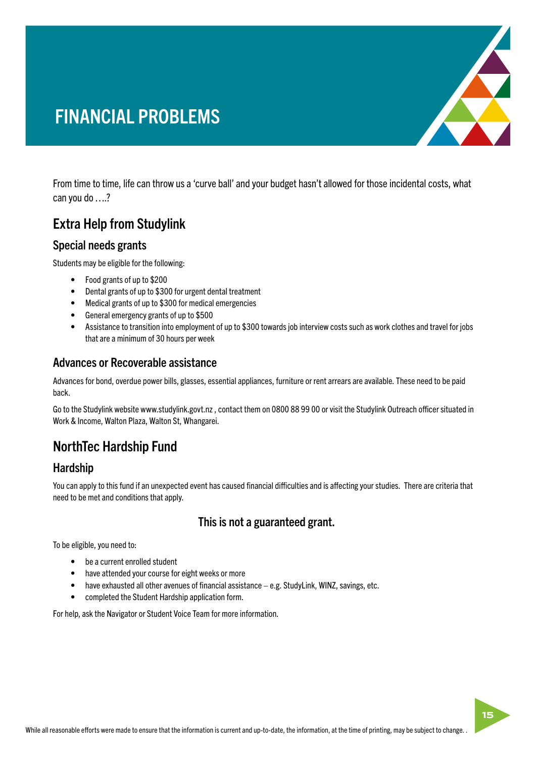# FINANCIAL PROBLEMS

From time to time, life can throw us a 'curve ball' and your budget hasn't allowed for those incidental costs, what can you do ….?

## Extra Help from Studylink

### Special needs grants

Students may be eligible for the following:

- Food grants of up to $200
- Dental grants of up to $300 for urgent dental treatment
- Medical grants of up to $300 for medical emergencies
- General emergency grants of up to $500
- Assistance to transition into employment of up to $300 towards job interview costs such as work clothes and travel for jobs that are a minimum of 30 hours per week

### Advances or Recoverable assistance

Advances for bond, overdue power bills, glasses, essential appliances, furniture or rent arrears are available. These need to be paid back.

Go to the Studylink website www.studylink.govt.nz , contact them on 0800 88 99 00 or visit the Studylink Outreach officer situated in Work & Income, Walton Plaza, Walton St, Whangarei.

## NorthTec Hardship Fund

### Hardship

You can apply to this fund if an unexpected event has caused financial difficulties and is affecting your studies. There are criteria that need to be met and conditions that apply.

**This is not a guaranteed grant.**

To be eligible, you need to:

- be a current enrolled student
- have attended your course for eight weeks or more
- have exhausted all other avenues of financial assistance – e.g. StudyLink, WINZ, savings, etc.
- completed the Student Hardship application form.

For help, ask the Navigator or Student Voice Team for more information.

While all reasonable efforts were made to ensure that the information is current and up-to-date, the information, at the time of printing, may be subject to change. .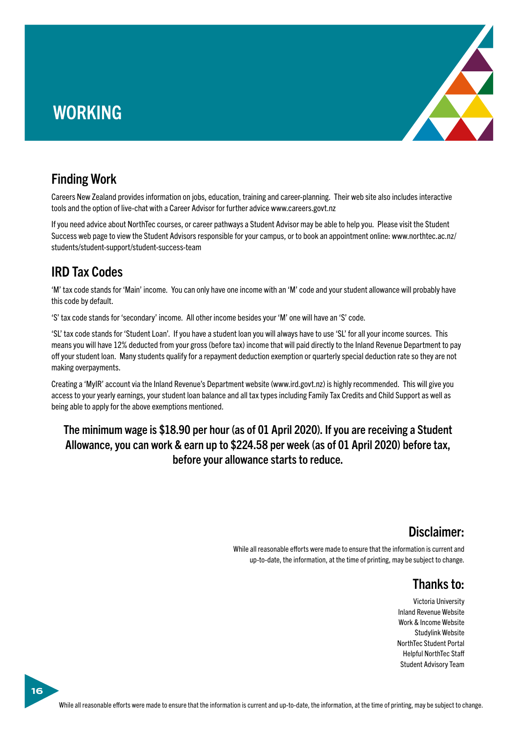# WORKING

## Finding Work

Careers New Zealand provides information on jobs, education, training and career-planning. Their web site also includes interactive tools and the option of live-chat with a Career Advisor for further advice www.careers.govt.nz

If you need advice about NorthTec courses, or career pathways a Student Advisor may be able to help you. Please visit the Student Success web page to view the Student Advisors responsible for your campus, or to book an appointment online: www.northtec.ac.nz/students/student-support/student-success-team

## IRD Tax Codes

'M' tax code stands for 'Main' income. You can only have one income with an 'M' code and your student allowance will probably have this code by default.

'S' tax code stands for 'secondary' income. All other income besides your 'M' one will have an 'S' code.

'SL' tax code stands for 'Student Loan'. If you have a student loan you will always have to use 'SL' for all your income sources. This means you will have 12% deducted from your gross (before tax) income that will paid directly to the Inland Revenue Department to pay off your student loan. Many students qualify for a repayment deduction exemption or quarterly special deduction rate so they are not making overpayments.

Creating a 'MyIR' account via the Inland Revenue's Department website (www.ird.govt.nz) is highly recommended. This will give you access to your yearly earnings, your student loan balance and all tax types including Family Tax Credits and Child Support as well as being able to apply for the above exemptions mentioned.

**The minimum wage is $18.90 per hour (as of 01 April 2020). If you are receiving a Student Allowance, you can work & earn up to $224.58 per week (as of 01 April 2020) before tax, before your allowance starts to reduce.**

## Disclaimer:

While all reasonable efforts were made to ensure that the information is current and up-to-date, the information, at the time of printing, may be subject to change.

## Thanks to:

Victoria University
Inland Revenue Website
Work & Income Website
Studylink Website
NorthTec Student Portal
Helpful NorthTec Staff
Student Advisory Team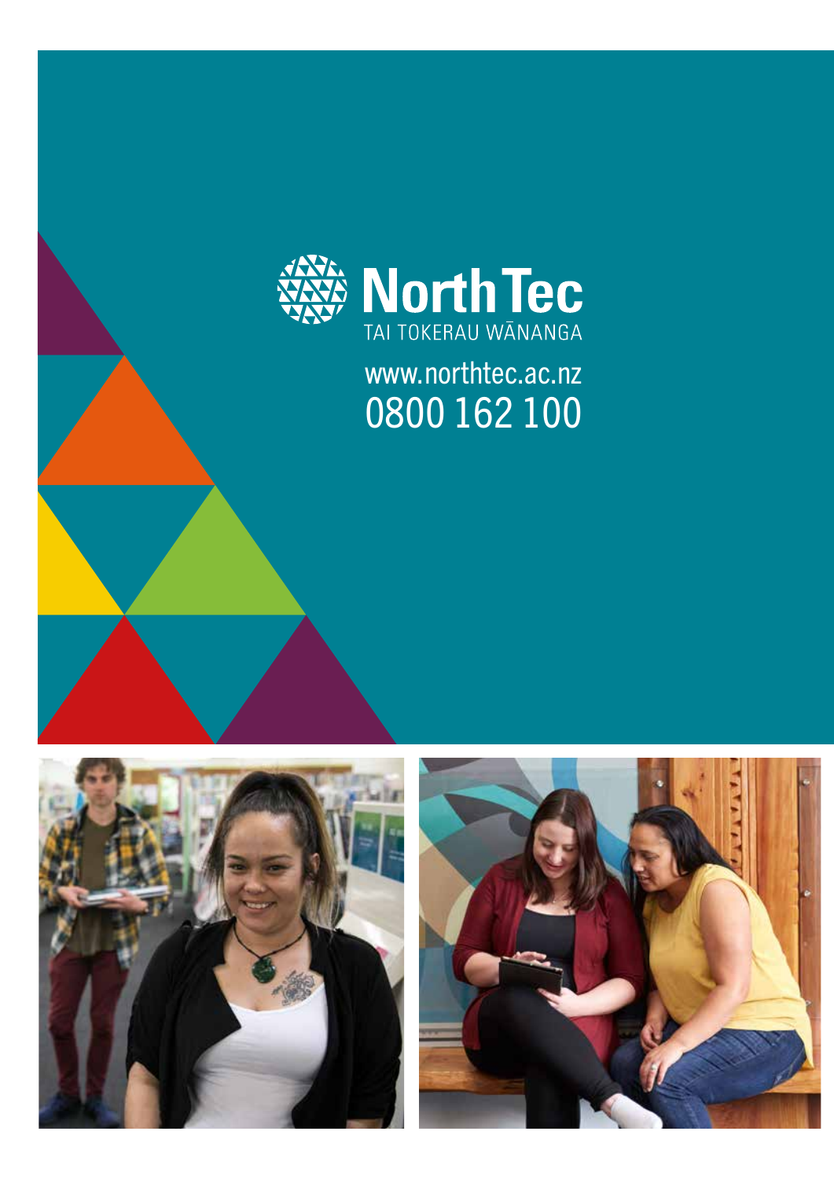NorthTec

TAI TOKERAU WĀNANGA

www.northtec.ac.nz

0800 162 100